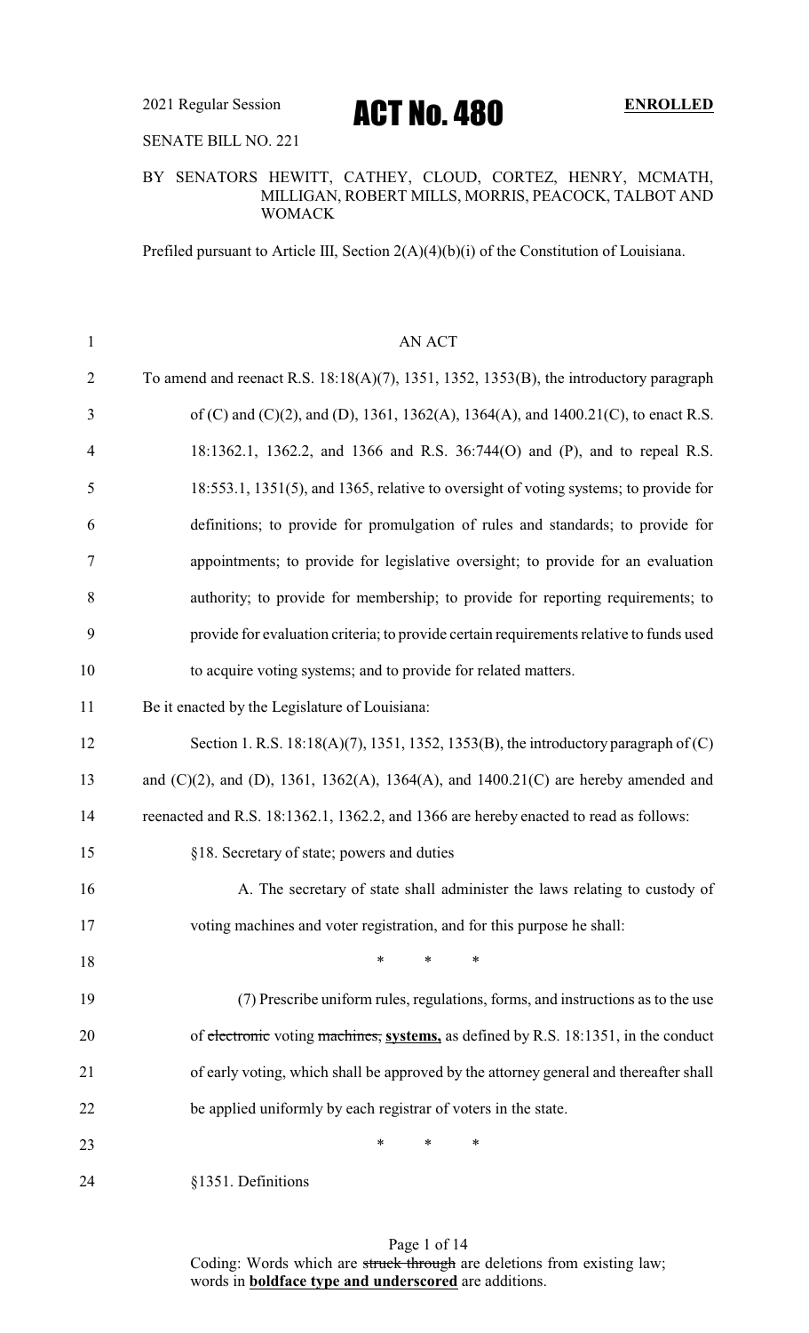2021 Regular Session

# ACT No. 480

**ENROLLED**

SENATE BILL NO. 221

BY SENATORS HEWITT, CATHEY, CLOUD, CORTEZ, HENRY, MCMATH, MILLIGAN, ROBERT MILLS, MORRIS, PEACOCK, TALBOT AND WOMACK

Prefiled pursuant to Article III, Section 2(A)(4)(b)(i) of the Constitution of Louisiana.

AN ACT

To amend and reenact R.S. 18:18(A)(7), 1351, 1352, 1353(B), the introductory paragraph of (C) and (C)(2), and (D), 1361, 1362(A), 1364(A), and 1400.21(C), to enact R.S. 18:1362.1, 1362.2, and 1366 and R.S. 36:744(O) and (P), and to repeal R.S. 18:553.1, 1351(5), and 1365, relative to oversight of voting systems; to provide for definitions; to provide for promulgation of rules and standards; to provide for appointments; to provide for legislative oversight; to provide for an evaluation authority; to provide for membership; to provide for reporting requirements; to provide for evaluation criteria; to provide certain requirements relative to funds used to acquire voting systems; and to provide for related matters.

Be it enacted by the Legislature of Louisiana:

Section 1. R.S. 18:18(A)(7), 1351, 1352, 1353(B), the introductory paragraph of (C) and (C)(2), and (D), 1361, 1362(A), 1364(A), and 1400.21(C) are hereby amended and reenacted and R.S. 18:1362.1, 1362.2, and 1366 are hereby enacted to read as follows:

§18. Secretary of state; powers and duties

A. The secretary of state shall administer the laws relating to custody of voting machines and voter registration, and for this purpose he shall:

\* \* \*

(7) Prescribe uniform rules, regulations, forms, and instructions as to the use of ~~electronic~~ voting ~~machines,~~ **systems,** as defined by R.S. 18:1351, in the conduct of early voting, which shall be approved by the attorney general and thereafter shall be applied uniformly by each registrar of voters in the state.

\* \* \*

§1351. Definitions

Coding: Words which are ~~struck through~~ are deletions from existing law; words in **boldface type and underscored** are additions.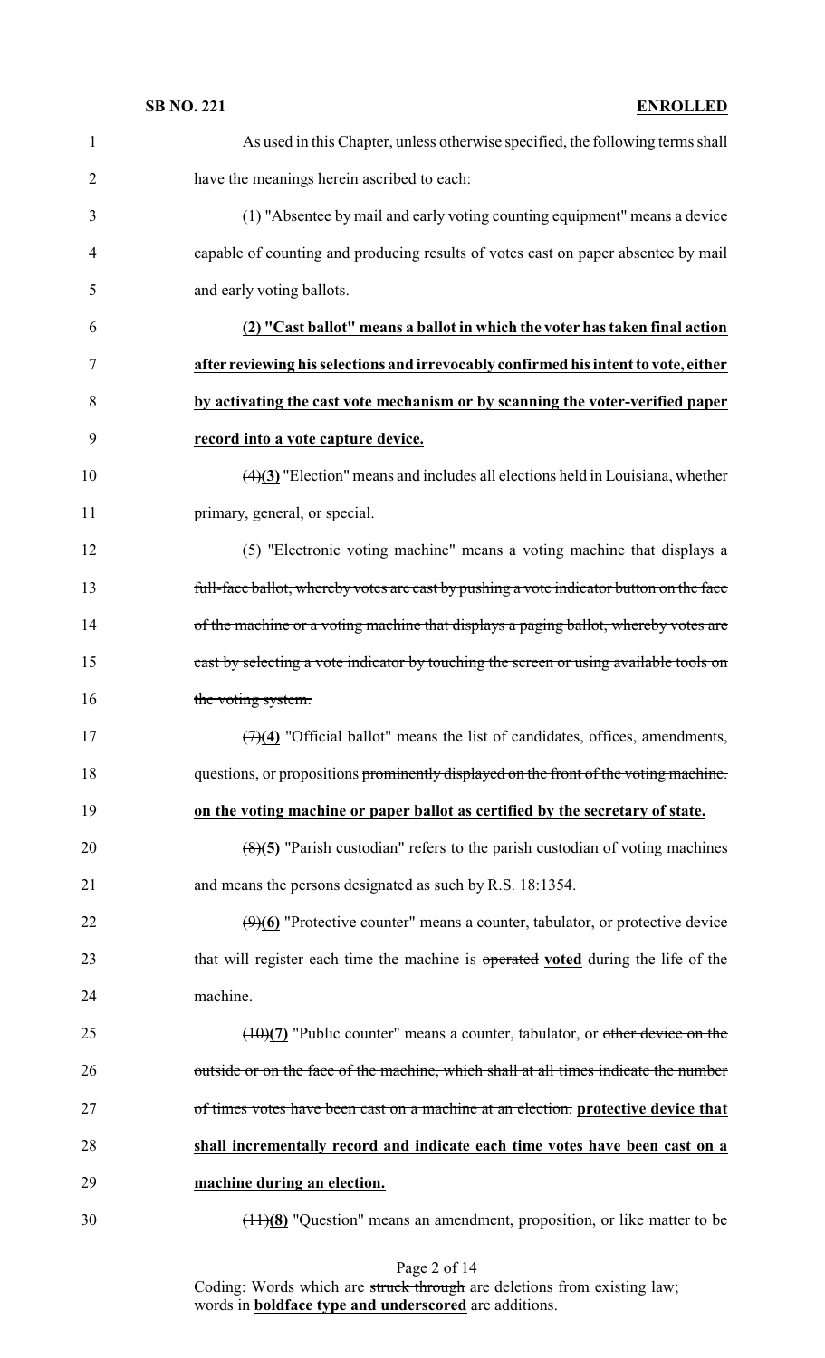As used in this Chapter, unless otherwise specified, the following terms shall have the meanings herein ascribed to each:

(1) "Absentee by mail and early voting counting equipment" means a device capable of counting and producing results of votes cast on paper absentee by mail and early voting ballots.

**(2) "Cast ballot" means a ballot in which the voter has taken final action after reviewing his selections and irrevocably confirmed his intent to vote, either by activating the cast vote mechanism or by scanning the voter-verified paper record into a vote capture device.**

~~(4)~~**(3)** "Election" means and includes all elections held in Louisiana, whether primary, general, or special.

~~(5) "Electronic voting machine" means a voting machine that displays a full-face ballot, whereby votes are cast by pushing a vote indicator button on the face of the machine or a voting machine that displays a paging ballot, whereby votes are cast by selecting a vote indicator by touching the screen or using available tools on the voting system.~~

~~(7)~~**(4)** "Official ballot" means the list of candidates, offices, amendments, questions, or propositions ~~prominently displayed on the front of the voting machine.~~ **on the voting machine or paper ballot as certified by the secretary of state.**

~~(8)~~**(5)** "Parish custodian" refers to the parish custodian of voting machines and means the persons designated as such by R.S. 18:1354.

~~(9)~~**(6)** "Protective counter" means a counter, tabulator, or protective device that will register each time the machine is ~~operated~~ **voted** during the life of the machine.

~~(10)~~**(7)** "Public counter" means a counter, tabulator, or ~~other device on the outside or on the face of the machine, which shall at all times indicate the number of times votes have been cast on a machine at an election.~~ **protective device that shall incrementally record and indicate each time votes have been cast on a machine during an election.**

~~(11)~~**(8)** "Question" means an amendment, proposition, or like matter to be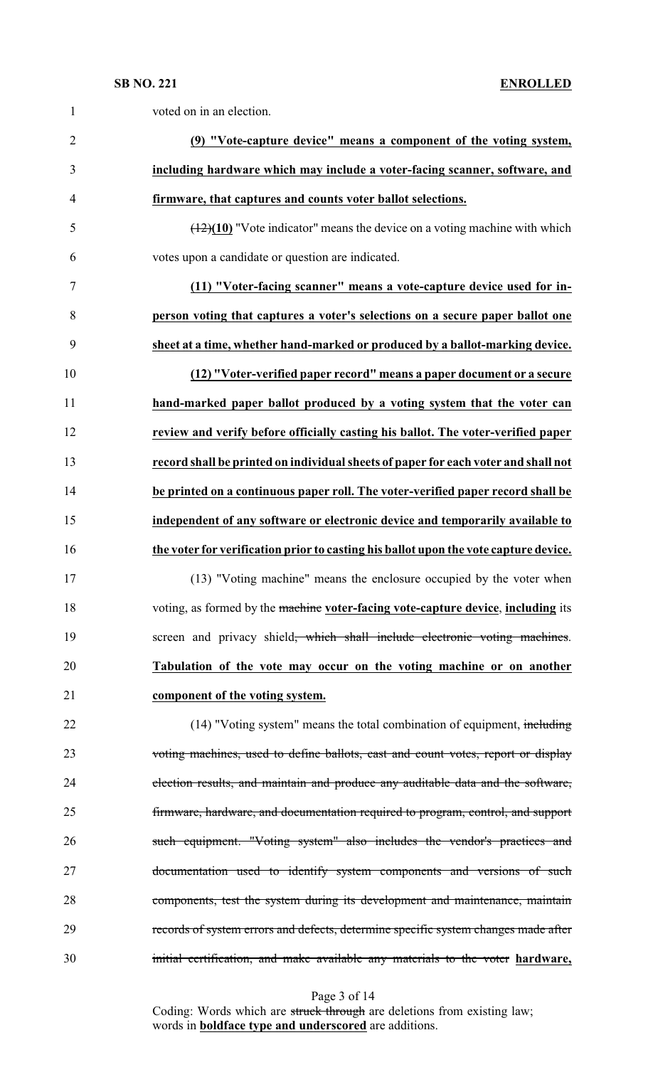voted on in an election.

**(9) "Vote-capture device" means a component of the voting system, including hardware which may include a voter-facing scanner, software, and firmware, that captures and counts voter ballot selections.**

~~(12)~~**(10)** "Vote indicator" means the device on a voting machine with which votes upon a candidate or question are indicated.

**(11) "Voter-facing scanner" means a vote-capture device used for in-person voting that captures a voter's selections on a secure paper ballot one sheet at a time, whether hand-marked or produced by a ballot-marking device.**

**(12) "Voter-verified paper record" means a paper document or a secure hand-marked paper ballot produced by a voting system that the voter can review and verify before officially casting his ballot. The voter-verified paper record shall be printed on individual sheets of paper for each voter and shall not be printed on a continuous paper roll. The voter-verified paper record shall be independent of any software or electronic device and temporarily available to the voter for verification prior to casting his ballot upon the vote capture device.**

(13) "Voting machine" means the enclosure occupied by the voter when voting, as formed by the ~~machine~~ **voter-facing vote-capture device**, **including** its screen and privacy shield~~, which shall include electronic voting machines~~. **Tabulation of the vote may occur on the voting machine or on another component of the voting system.**

(14) "Voting system" means the total combination of equipment, ~~including voting machines, used to define ballots, cast and count votes, report or display election results, and maintain and produce any auditable data and the software, firmware, hardware, and documentation required to program, control, and support such equipment. "Voting system" also includes the vendor's practices and documentation used to identify system components and versions of such components, test the system during its development and maintenance, maintain records of system errors and defects, determine specific system changes made after initial certification, and make available any materials to the voter~~ **hardware,**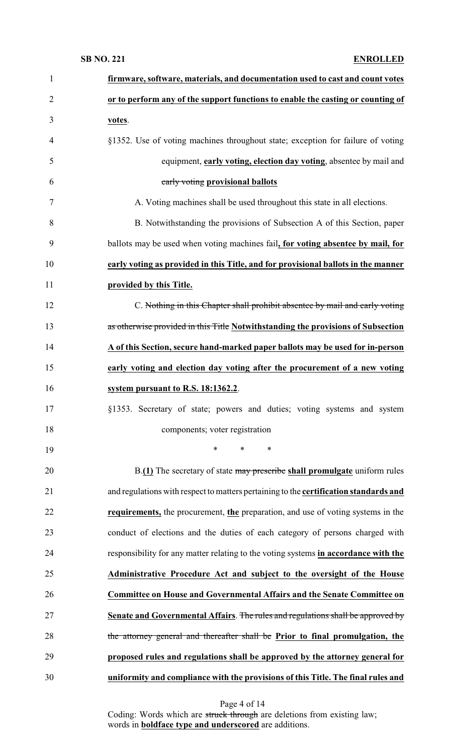**firmware, software, materials, and documentation used to cast and count votes or to perform any of the support functions to enable the casting or counting of votes**.

§1352. Use of voting machines throughout state; exception for failure of voting equipment, **early voting, election day voting**, absentee by mail and ~~early voting~~ **provisional ballots**

A. Voting machines shall be used throughout this state in all elections.

B. Notwithstanding the provisions of Subsection A of this Section, paper ballots may be used when voting machines fail**, for voting absentee by mail, for early voting as provided in this Title, and for provisional ballots in the manner provided by this Title.**

C. ~~Nothing in this Chapter shall prohibit absentee by mail and early voting as otherwise provided in this Title~~ **Notwithstanding the provisions of Subsection A of this Section, secure hand-marked paper ballots may be used for in-person early voting and election day voting after the procurement of a new voting system pursuant to R.S. 18:1362.2**.

§1353. Secretary of state; powers and duties; voting systems and system components; voter registration

\* \* \*

B.**(1)** The secretary of state ~~may prescribe~~ **shall promulgate** uniform rules and regulations with respect to matters pertaining to the **certification standards and requirements,** the procurement, **the** preparation, and use of voting systems in the conduct of elections and the duties of each category of persons charged with responsibility for any matter relating to the voting systems **in accordance with the Administrative Procedure Act and subject to the oversight of the House Committee on House and Governmental Affairs and the Senate Committee on Senate and Governmental Affairs**. ~~The rules and regulations shall be approved by the attorney general and thereafter shall be~~ **Prior to final promulgation, the proposed rules and regulations shall be approved by the attorney general for uniformity and compliance with the provisions of this Title. The final rules and**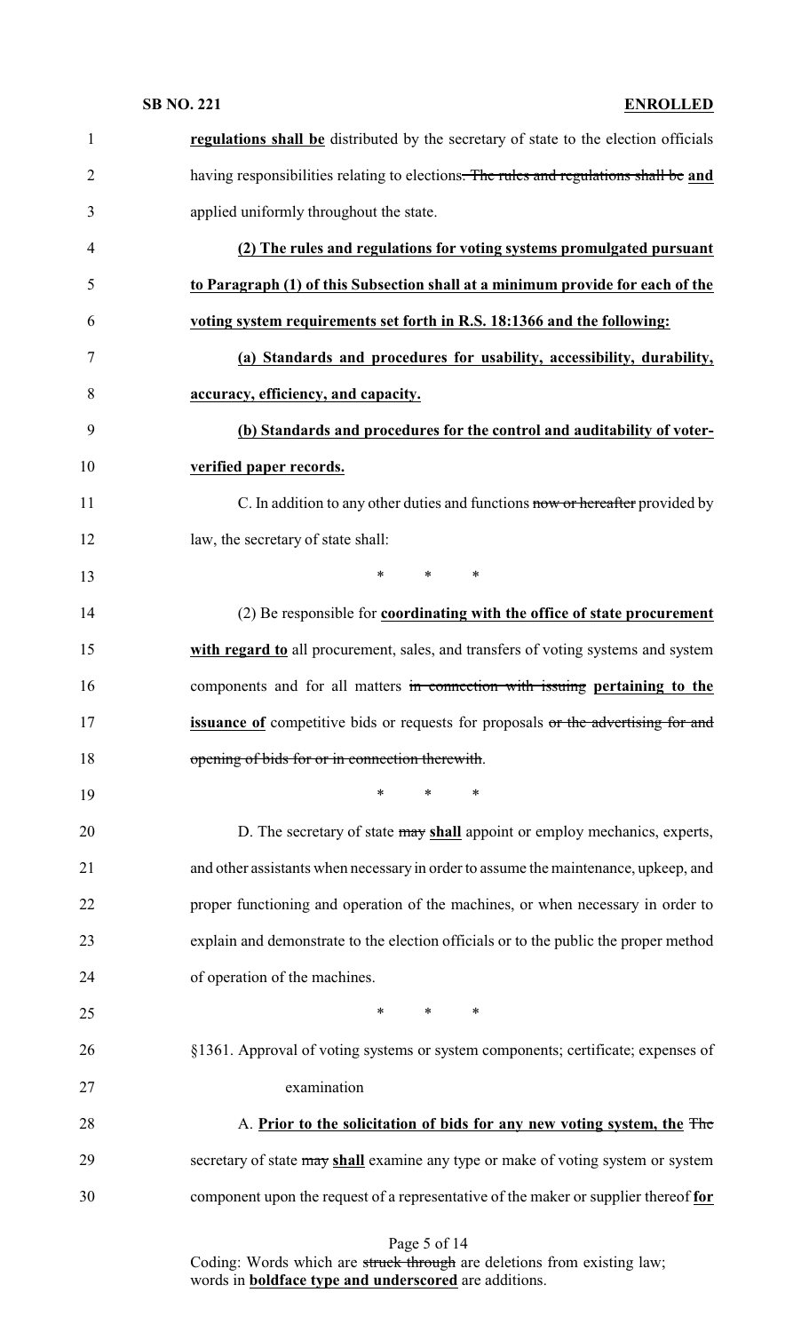**regulations shall be** distributed by the secretary of state to the election officials having responsibilities relating to elections~~. The rules and regulations shall be~~ **and** applied uniformly throughout the state.

**(2) The rules and regulations for voting systems promulgated pursuant to Paragraph (1) of this Subsection shall at a minimum provide for each of the voting system requirements set forth in R.S. 18:1366 and the following:**

**(a) Standards and procedures for usability, accessibility, durability, accuracy, efficiency, and capacity.**

**(b) Standards and procedures for the control and auditability of voter-verified paper records.**

C. In addition to any other duties and functions ~~now or hereafter~~ provided by law, the secretary of state shall:

\* \* \*

(2) Be responsible for **coordinating with the office of state procurement with regard to** all procurement, sales, and transfers of voting systems and system components and for all matters ~~in connection with issuing~~ **pertaining to the issuance of** competitive bids or requests for proposals ~~or the advertising for and opening of bids for or in connection therewith~~.

\* \* \*

D. The secretary of state ~~may~~ **shall** appoint or employ mechanics, experts, and other assistants when necessary in order to assume the maintenance, upkeep, and proper functioning and operation of the machines, or when necessary in order to explain and demonstrate to the election officials or to the public the proper method of operation of the machines.

\* \* \*

§1361. Approval of voting systems or system components; certificate; expenses of examination

A. **Prior to the solicitation of bids for any new voting system, the** ~~The~~ secretary of state ~~may~~ **shall** examine any type or make of voting system or system component upon the request of a representative of the maker or supplier thereof **for**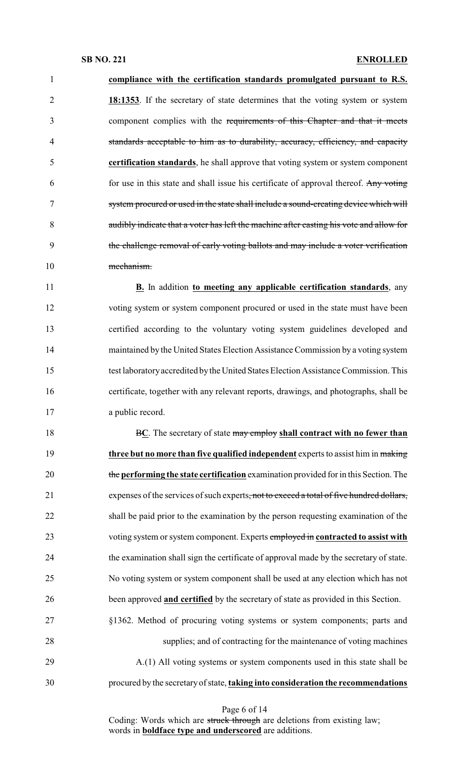**compliance with the certification standards promulgated pursuant to R.S. 18:1353**. If the secretary of state determines that the voting system or system component complies with the ~~requirements of this Chapter and that it meets standards acceptable to him as to durability, accuracy, efficiency, and capacity~~ **certification standards**, he shall approve that voting system or system component for use in this state and shall issue his certificate of approval thereof. ~~Any voting system procured or used in the state shall include a sound-creating device which will audibly indicate that a voter has left the machine after casting his vote and allow for the challenge removal of early voting ballots and may include a voter verification mechanism.~~

**B.** In addition **to meeting any applicable certification standards**, any voting system or system component procured or used in the state must have been certified according to the voluntary voting system guidelines developed and maintained by the United States Election Assistance Commission by a voting system test laboratory accredited by the United States Election Assistance Commission. This certificate, together with any relevant reports, drawings, and photographs, shall be a public record.

~~B~~**C**. The secretary of state ~~may employ~~ **shall contract with no fewer than three but no more than five qualified independent** experts to assist him in ~~making the~~ **performing the state certification** examination provided for in this Section. The expenses of the services of such experts~~, not to exceed a total of five hundred dollars,~~ shall be paid prior to the examination by the person requesting examination of the voting system or system component. Experts ~~employed in~~ **contracted to assist with** the examination shall sign the certificate of approval made by the secretary of state. No voting system or system component shall be used at any election which has not been approved **and certified** by the secretary of state as provided in this Section.

§1362. Method of procuring voting systems or system components; parts and supplies; and of contracting for the maintenance of voting machines

A.(1) All voting systems or system components used in this state shall be procured by the secretary of state, **taking into consideration the recommendations**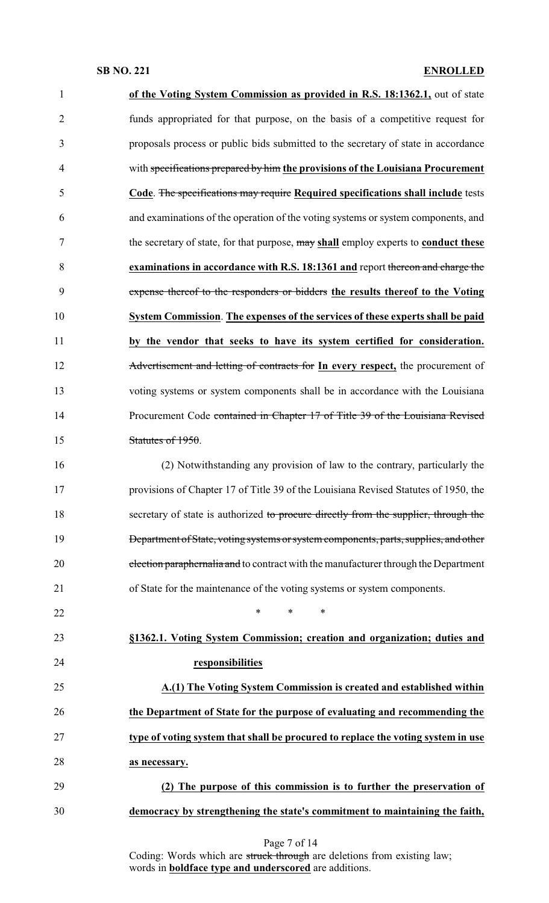**of the Voting System Commission as provided in R.S. 18:1362.1,** out of state funds appropriated for that purpose, on the basis of a competitive request for proposals process or public bids submitted to the secretary of state in accordance with ~~specifications prepared by him~~ **the provisions of the Louisiana Procurement Code**. ~~The specifications may require~~ **Required specifications shall include** tests and examinations of the operation of the voting systems or system components, and the secretary of state, for that purpose, ~~may~~ **shall** employ experts to **conduct these examinations in accordance with R.S. 18:1361 and** report ~~thereon and charge the expense thereof to the responders or bidders~~ **the results thereof to the Voting System Commission**. **The expenses of the services of these experts shall be paid by the vendor that seeks to have its system certified for consideration.** ~~Advertisement and letting of contracts for~~ **In every respect,** the procurement of voting systems or system components shall be in accordance with the Louisiana Procurement Code ~~contained in Chapter 17 of Title 39 of the Louisiana Revised Statutes of 1950~~.

(2) Notwithstanding any provision of law to the contrary, particularly the provisions of Chapter 17 of Title 39 of the Louisiana Revised Statutes of 1950, the secretary of state is authorized ~~to procure directly from the supplier, through the Department of State, voting systems or system components, parts, supplies, and other election paraphernalia and~~ to contract with the manufacturer through the Department of State for the maintenance of the voting systems or system components.

\* \* \*

**§1362.1. Voting System Commission; creation and organization; duties and responsibilities**

**A.(1) The Voting System Commission is created and established within the Department of State for the purpose of evaluating and recommending the type of voting system that shall be procured to replace the voting system in use as necessary.**

**(2) The purpose of this commission is to further the preservation of democracy by strengthening the state's commitment to maintaining the faith,**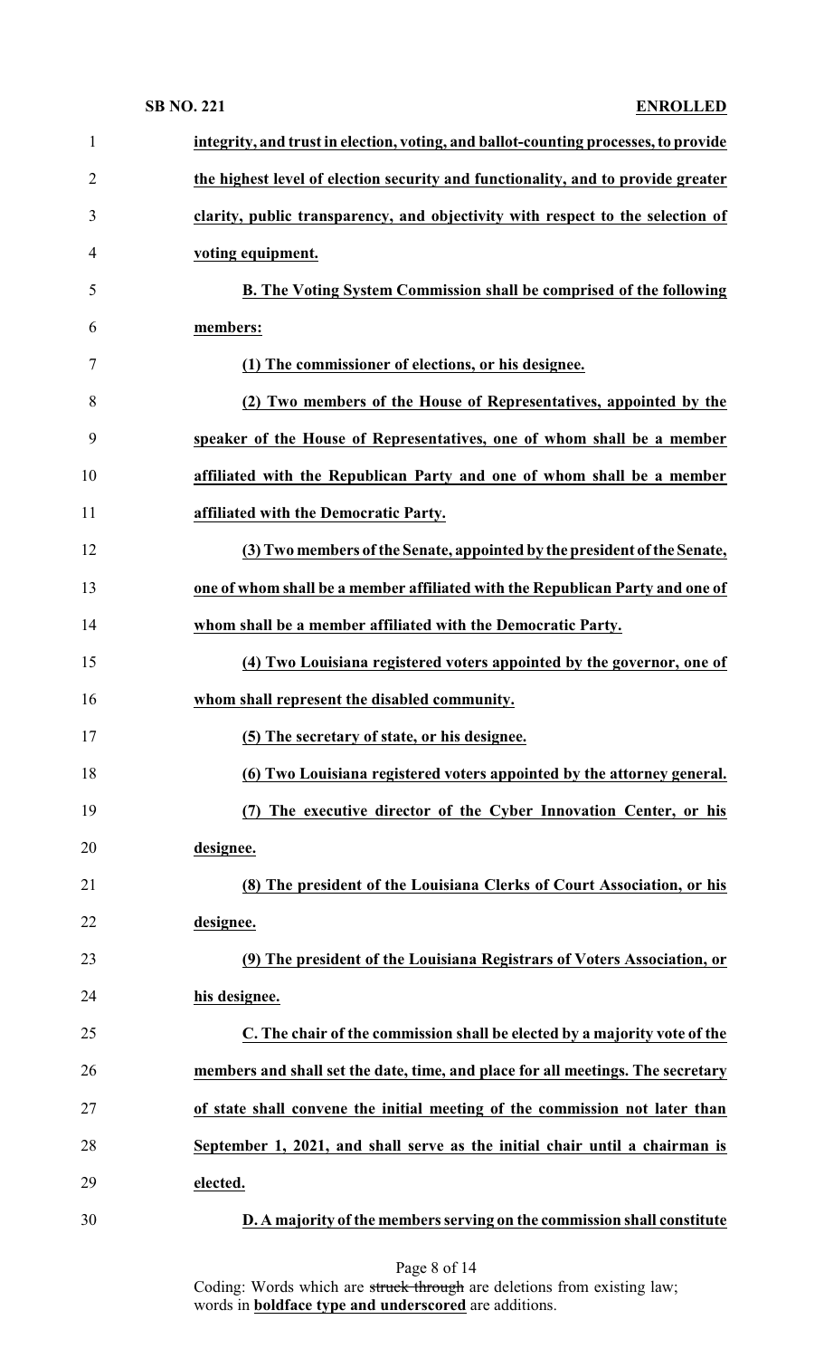**integrity, and trust in election, voting, and ballot-counting processes, to provide the highest level of election security and functionality, and to provide greater clarity, public transparency, and objectivity with respect to the selection of voting equipment.**

**B. The Voting System Commission shall be comprised of the following members:**

**(1) The commissioner of elections, or his designee.**

**(2) Two members of the House of Representatives, appointed by the speaker of the House of Representatives, one of whom shall be a member affiliated with the Republican Party and one of whom shall be a member affiliated with the Democratic Party.**

**(3) Two members of the Senate, appointed by the president of the Senate, one of whom shall be a member affiliated with the Republican Party and one of whom shall be a member affiliated with the Democratic Party.**

**(4) Two Louisiana registered voters appointed by the governor, one of whom shall represent the disabled community.**

**(5) The secretary of state, or his designee.**

**(6) Two Louisiana registered voters appointed by the attorney general.**

**(7) The executive director of the Cyber Innovation Center, or his designee.**

**(8) The president of the Louisiana Clerks of Court Association, or his designee.**

**(9) The president of the Louisiana Registrars of Voters Association, or his designee.**

**C. The chair of the commission shall be elected by a majority vote of the members and shall set the date, time, and place for all meetings. The secretary of state shall convene the initial meeting of the commission not later than September 1, 2021, and shall serve as the initial chair until a chairman is elected.**

**D. A majority of the members serving on the commission shall constitute**

Coding: Words which are ~~struck through~~ are deletions from existing law; words in **boldface type and underscored** are additions.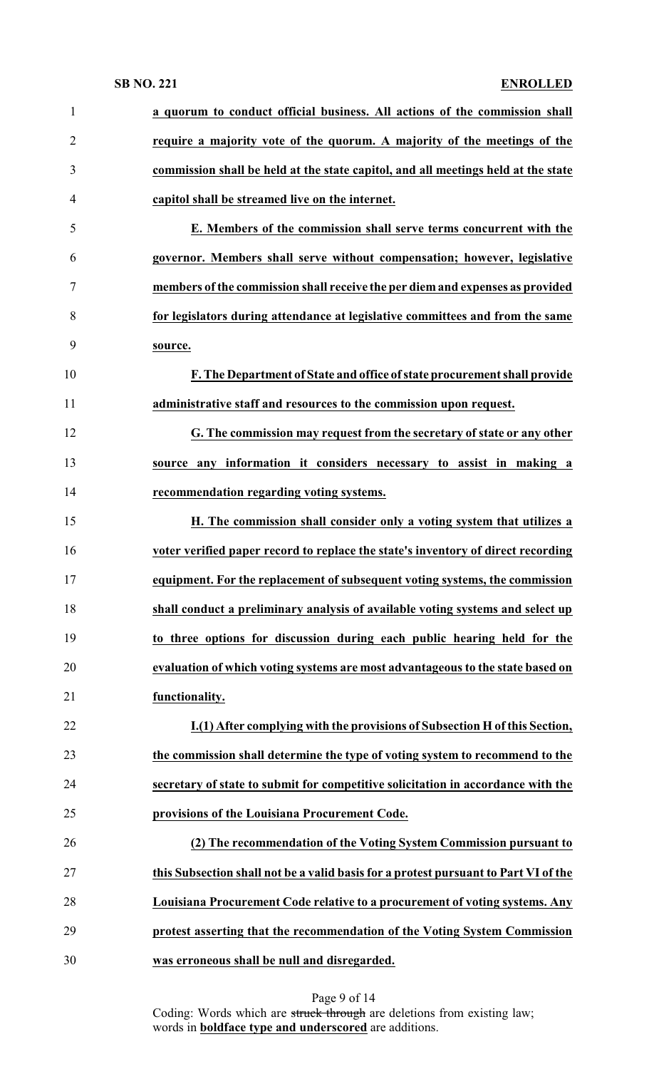**a quorum to conduct official business. All actions of the commission shall require a majority vote of the quorum. A majority of the meetings of the commission shall be held at the state capitol, and all meetings held at the state capitol shall be streamed live on the internet.**

**E. Members of the commission shall serve terms concurrent with the governor. Members shall serve without compensation; however, legislative members of the commission shall receive the per diem and expenses as provided for legislators during attendance at legislative committees and from the same source.**

**F. The Department of State and office of state procurement shall provide administrative staff and resources to the commission upon request.**

**G. The commission may request from the secretary of state or any other source any information it considers necessary to assist in making a recommendation regarding voting systems.**

**H. The commission shall consider only a voting system that utilizes a voter verified paper record to replace the state's inventory of direct recording equipment. For the replacement of subsequent voting systems, the commission shall conduct a preliminary analysis of available voting systems and select up to three options for discussion during each public hearing held for the evaluation of which voting systems are most advantageous to the state based on functionality.**

**I.(1) After complying with the provisions of Subsection H of this Section, the commission shall determine the type of voting system to recommend to the secretary of state to submit for competitive solicitation in accordance with the provisions of the Louisiana Procurement Code.**

**(2) The recommendation of the Voting System Commission pursuant to this Subsection shall not be a valid basis for a protest pursuant to Part VI of the Louisiana Procurement Code relative to a procurement of voting systems. Any protest asserting that the recommendation of the Voting System Commission was erroneous shall be null and disregarded.**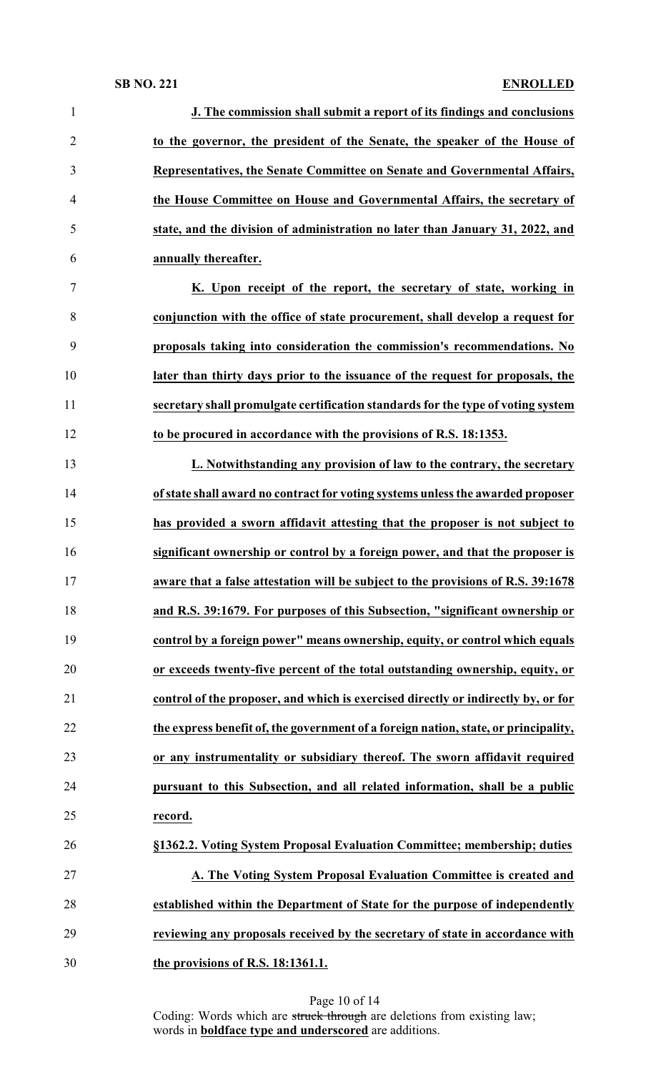**J. The commission shall submit a report of its findings and conclusions to the governor, the president of the Senate, the speaker of the House of Representatives, the Senate Committee on Senate and Governmental Affairs, the House Committee on House and Governmental Affairs, the secretary of state, and the division of administration no later than January 31, 2022, and annually thereafter.**

**K. Upon receipt of the report, the secretary of state, working in conjunction with the office of state procurement, shall develop a request for proposals taking into consideration the commission's recommendations. No later than thirty days prior to the issuance of the request for proposals, the secretary shall promulgate certification standards for the type of voting system to be procured in accordance with the provisions of R.S. 18:1353.**

**L. Notwithstanding any provision of law to the contrary, the secretary of state shall award no contract for voting systems unless the awarded proposer has provided a sworn affidavit attesting that the proposer is not subject to significant ownership or control by a foreign power, and that the proposer is aware that a false attestation will be subject to the provisions of R.S. 39:1678 and R.S. 39:1679. For purposes of this Subsection, "significant ownership or control by a foreign power" means ownership, equity, or control which equals or exceeds twenty-five percent of the total outstanding ownership, equity, or control of the proposer, and which is exercised directly or indirectly by, or for the express benefit of, the government of a foreign nation, state, or principality, or any instrumentality or subsidiary thereof. The sworn affidavit required pursuant to this Subsection, and all related information, shall be a public record.**

**§1362.2. Voting System Proposal Evaluation Committee; membership; duties**

**A. The Voting System Proposal Evaluation Committee is created and established within the Department of State for the purpose of independently reviewing any proposals received by the secretary of state in accordance with the provisions of R.S. 18:1361.1.**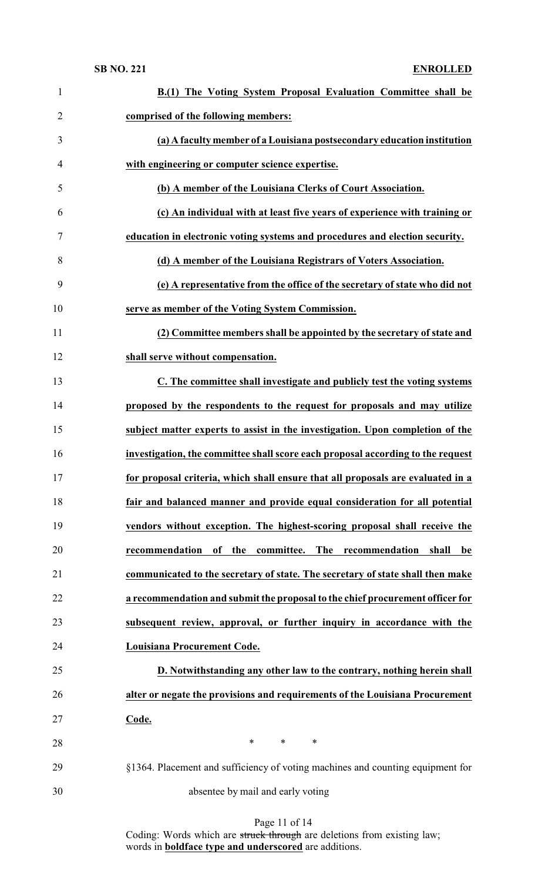**B.(1) The Voting System Proposal Evaluation Committee shall be comprised of the following members:**

**(a) A faculty member of a Louisiana postsecondary education institution with engineering or computer science expertise.**

**(b) A member of the Louisiana Clerks of Court Association.**

**(c) An individual with at least five years of experience with training or education in electronic voting systems and procedures and election security.**

**(d) A member of the Louisiana Registrars of Voters Association.**

**(e) A representative from the office of the secretary of state who did not serve as member of the Voting System Commission.**

**(2) Committee members shall be appointed by the secretary of state and shall serve without compensation.**

**C. The committee shall investigate and publicly test the voting systems proposed by the respondents to the request for proposals and may utilize subject matter experts to assist in the investigation. Upon completion of the investigation, the committee shall score each proposal according to the request for proposal criteria, which shall ensure that all proposals are evaluated in a fair and balanced manner and provide equal consideration for all potential vendors without exception. The highest-scoring proposal shall receive the recommendation of the committee. The recommendation shall be communicated to the secretary of state. The secretary of state shall then make a recommendation and submit the proposal to the chief procurement officer for subsequent review, approval, or further inquiry in accordance with the Louisiana Procurement Code.**

**D. Notwithstanding any other law to the contrary, nothing herein shall alter or negate the provisions and requirements of the Louisiana Procurement Code.**

\* \* \*

§1364. Placement and sufficiency of voting machines and counting equipment for absentee by mail and early voting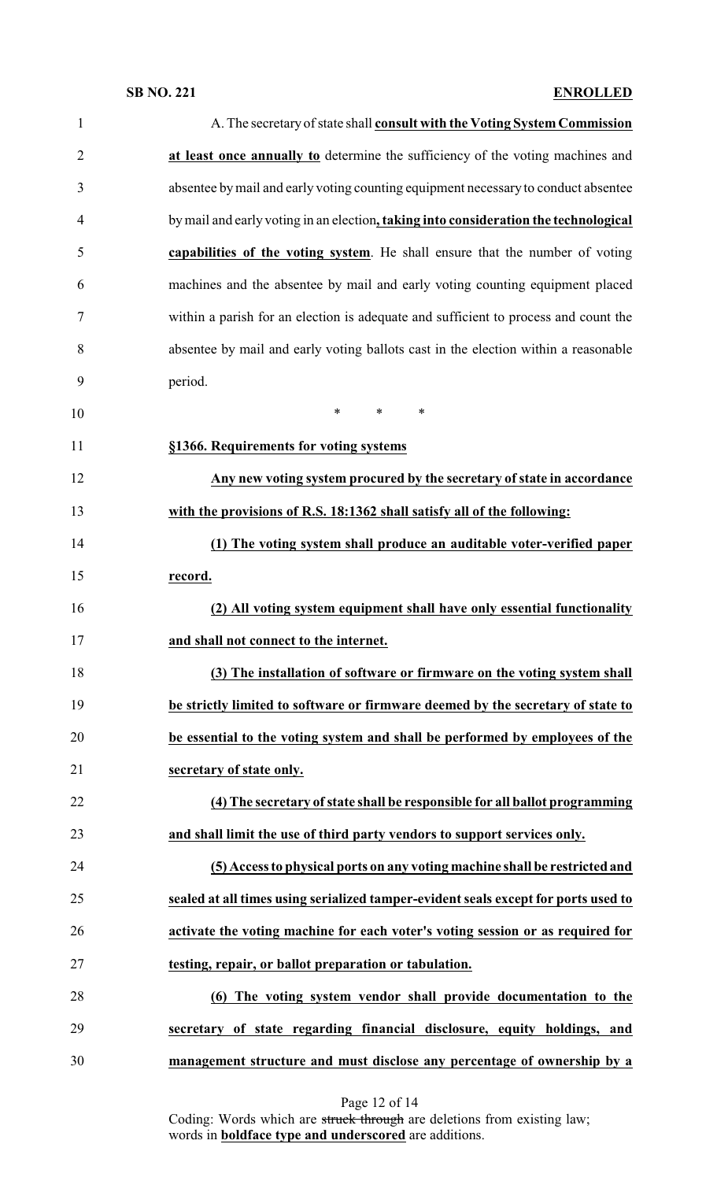A. The secretary of state shall **consult with the Voting System Commission at least once annually to** determine the sufficiency of the voting machines and absentee by mail and early voting counting equipment necessary to conduct absentee by mail and early voting in an election**, taking into consideration the technological capabilities of the voting system**. He shall ensure that the number of voting machines and the absentee by mail and early voting counting equipment placed within a parish for an election is adequate and sufficient to process and count the absentee by mail and early voting ballots cast in the election within a reasonable period.

\* \* \*

**§1366. Requirements for voting systems**

**Any new voting system procured by the secretary of state in accordance with the provisions of R.S. 18:1362 shall satisfy all of the following:**

**(1) The voting system shall produce an auditable voter-verified paper record.**

**(2) All voting system equipment shall have only essential functionality and shall not connect to the internet.**

**(3) The installation of software or firmware on the voting system shall be strictly limited to software or firmware deemed by the secretary of state to be essential to the voting system and shall be performed by employees of the secretary of state only.**

**(4) The secretary of state shall be responsible for all ballot programming and shall limit the use of third party vendors to support services only.**

**(5) Access to physical ports on any voting machine shall be restricted and sealed at all times using serialized tamper-evident seals except for ports used to activate the voting machine for each voter's voting session or as required for testing, repair, or ballot preparation or tabulation.**

**(6) The voting system vendor shall provide documentation to the secretary of state regarding financial disclosure, equity holdings, and management structure and must disclose any percentage of ownership by a**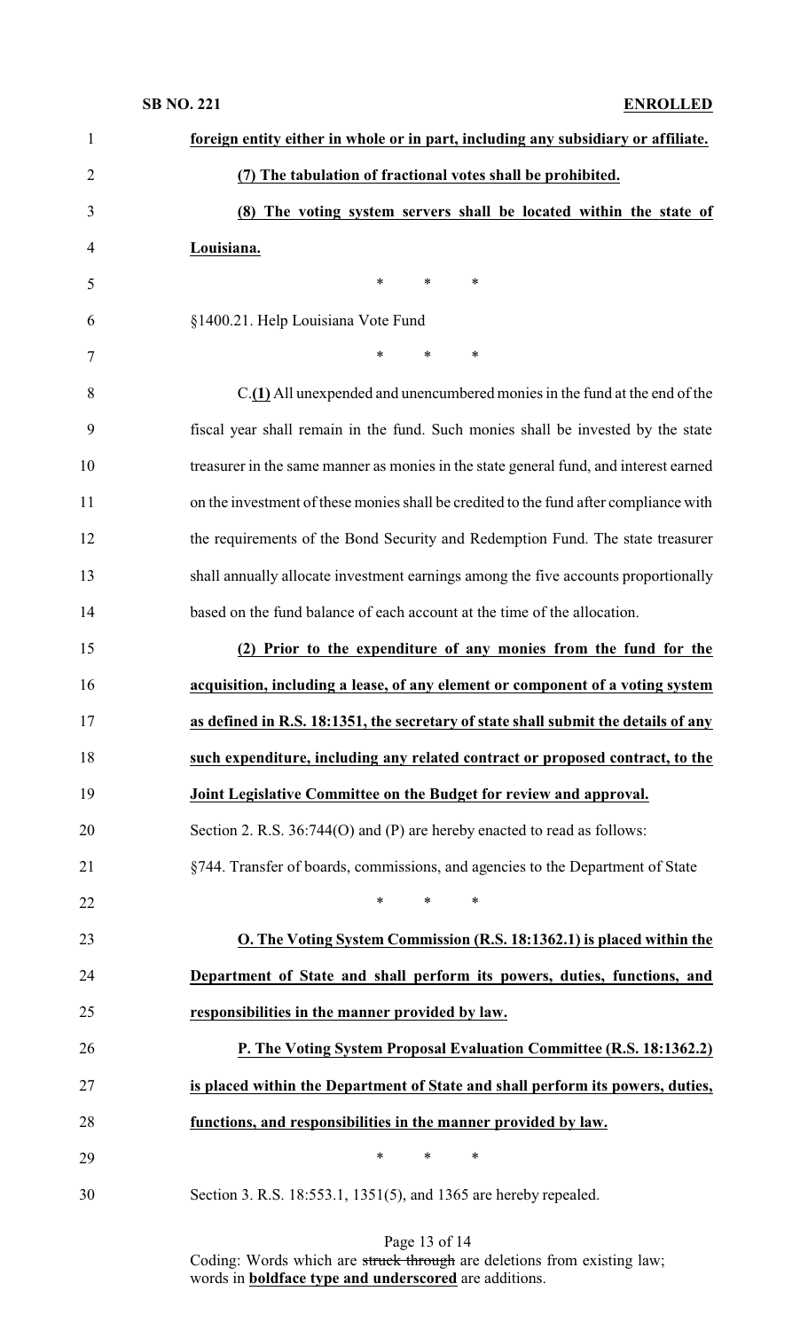**foreign entity either in whole or in part, including any subsidiary or affiliate.**

**(7) The tabulation of fractional votes shall be prohibited.**

**(8) The voting system servers shall be located within the state of Louisiana.**

\* \* \*

§1400.21. Help Louisiana Vote Fund

\* \* \*

C.**(1)** All unexpended and unencumbered monies in the fund at the end of the fiscal year shall remain in the fund. Such monies shall be invested by the state treasurer in the same manner as monies in the state general fund, and interest earned on the investment of these monies shall be credited to the fund after compliance with the requirements of the Bond Security and Redemption Fund. The state treasurer shall annually allocate investment earnings among the five accounts proportionally based on the fund balance of each account at the time of the allocation.

**(2) Prior to the expenditure of any monies from the fund for the acquisition, including a lease, of any element or component of a voting system as defined in R.S. 18:1351, the secretary of state shall submit the details of any such expenditure, including any related contract or proposed contract, to the Joint Legislative Committee on the Budget for review and approval.**

Section 2. R.S. 36:744(O) and (P) are hereby enacted to read as follows:

§744. Transfer of boards, commissions, and agencies to the Department of State

\* \* \*

**O. The Voting System Commission (R.S. 18:1362.1) is placed within the Department of State and shall perform its powers, duties, functions, and responsibilities in the manner provided by law.**

**P. The Voting System Proposal Evaluation Committee (R.S. 18:1362.2) is placed within the Department of State and shall perform its powers, duties, functions, and responsibilities in the manner provided by law.**

\* \* \*

Section 3. R.S. 18:553.1, 1351(5), and 1365 are hereby repealed.

Coding: Words which are ~~struck through~~ are deletions from existing law; words in **boldface type and underscored** are additions.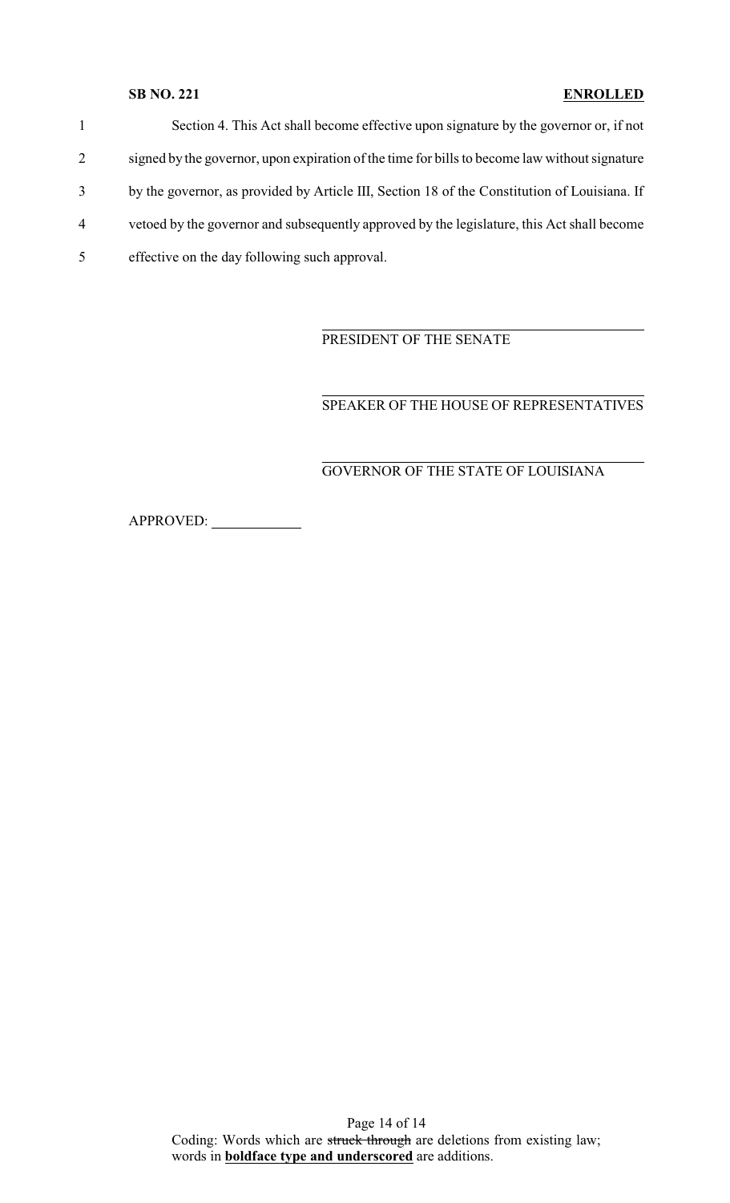Section 4. This Act shall become effective upon signature by the governor or, if not signed by the governor, upon expiration of the time for bills to become law without signature by the governor, as provided by Article III, Section 18 of the Constitution of Louisiana. If vetoed by the governor and subsequently approved by the legislature, this Act shall become effective on the day following such approval.

PRESIDENT OF THE SENATE

SPEAKER OF THE HOUSE OF REPRESENTATIVES

GOVERNOR OF THE STATE OF LOUISIANA

APPROVED: ____________

Coding: Words which are ~~struck through~~ are deletions from existing law; words in **boldface type and underscored** are additions.